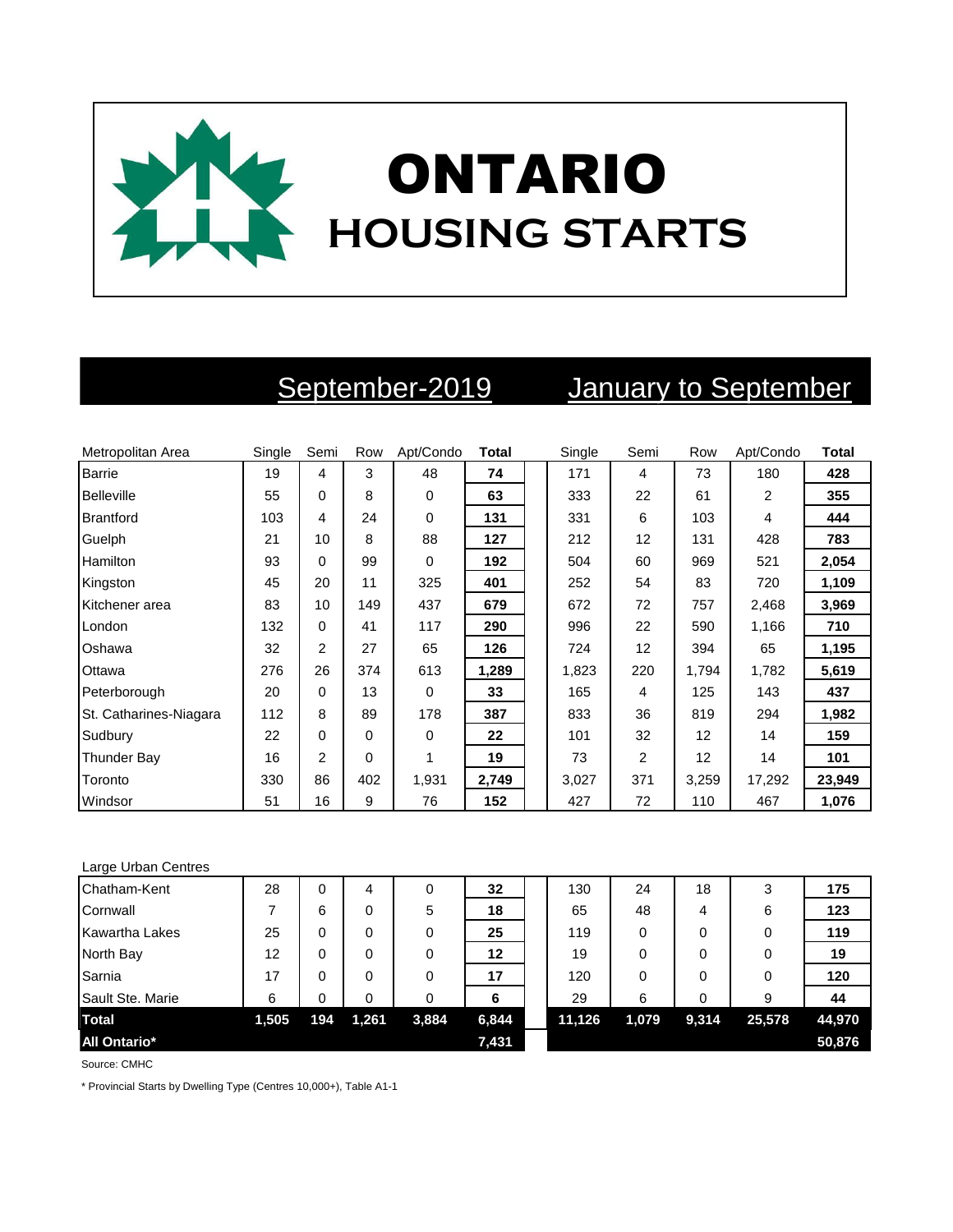# ONTARIO
## HOUSING STARTS

| | September-2019 | | | | | January to September | | | | |
|---|---|---|---|---|---|---|---|---|---|---|
| Metropolitan Area | Single | Semi | Row | Apt/Condo | **Total** | Single | Semi | Row | Apt/Condo | **Total** |
| Barrie | 19 | 4 | 3 | 48 | **74** | 171 | 4 | 73 | 180 | **428** |
| Belleville | 55 | 0 | 8 | 0 | **63** | 333 | 22 | 61 | 2 | **355** |
| Brantford | 103 | 4 | 24 | 0 | **131** | 331 | 6 | 103 | 4 | **444** |
| Guelph | 21 | 10 | 8 | 88 | **127** | 212 | 12 | 131 | 428 | **783** |
| Hamilton | 93 | 0 | 99 | 0 | **192** | 504 | 60 | 969 | 521 | **2,054** |
| Kingston | 45 | 20 | 11 | 325 | **401** | 252 | 54 | 83 | 720 | **1,109** |
| Kitchener area | 83 | 10 | 149 | 437 | **679** | 672 | 72 | 757 | 2,468 | **3,969** |
| London | 132 | 0 | 41 | 117 | **290** | 996 | 22 | 590 | 1,166 | **710** |
| Oshawa | 32 | 2 | 27 | 65 | **126** | 724 | 12 | 394 | 65 | **1,195** |
| Ottawa | 276 | 26 | 374 | 613 | **1,289** | 1,823 | 220 | 1,794 | 1,782 | **5,619** |
| Peterborough | 20 | 0 | 13 | 0 | **33** | 165 | 4 | 125 | 143 | **437** |
| St. Catharines-Niagara | 112 | 8 | 89 | 178 | **387** | 833 | 36 | 819 | 294 | **1,982** |
| Sudbury | 22 | 0 | 0 | 0 | **22** | 101 | 32 | 12 | 14 | **159** |
| Thunder Bay | 16 | 2 | 0 | 1 | **19** | 73 | 2 | 12 | 14 | **101** |
| Toronto | 330 | 86 | 402 | 1,931 | **2,749** | 3,027 | 371 | 3,259 | 17,292 | **23,949** |
| Windsor | 51 | 16 | 9 | 76 | **152** | 427 | 72 | 110 | 467 | **1,076** |
| Large Urban Centres | | | | | | | | | | |
| Chatham-Kent | 28 | 0 | 4 | 0 | **32** | 130 | 24 | 18 | 3 | **175** |
| Cornwall | 7 | 6 | 0 | 5 | **18** | 65 | 48 | 4 | 6 | **123** |
| Kawartha Lakes | 25 | 0 | 0 | 0 | **25** | 119 | 0 | 0 | 0 | **119** |
| North Bay | 12 | 0 | 0 | 0 | **12** | 19 | 0 | 0 | 0 | **19** |
| Sarnia | 17 | 0 | 0 | 0 | **17** | 120 | 0 | 0 | 0 | **120** |
| Sault Ste. Marie | 6 | 0 | 0 | 0 | **6** | 29 | 6 | 0 | 9 | **44** |
| **Total** | **1,505** | **194** | **1,261** | **3,884** | **6,844** | **11,126** | **1,079** | **9,314** | **25,578** | **44,970** |
| **All Ontario*** | | | | | **7,431** | | | | | **50,876** |

Source: CMHC

* Provincial Starts by Dwelling Type (Centres 10,000+), Table A1-1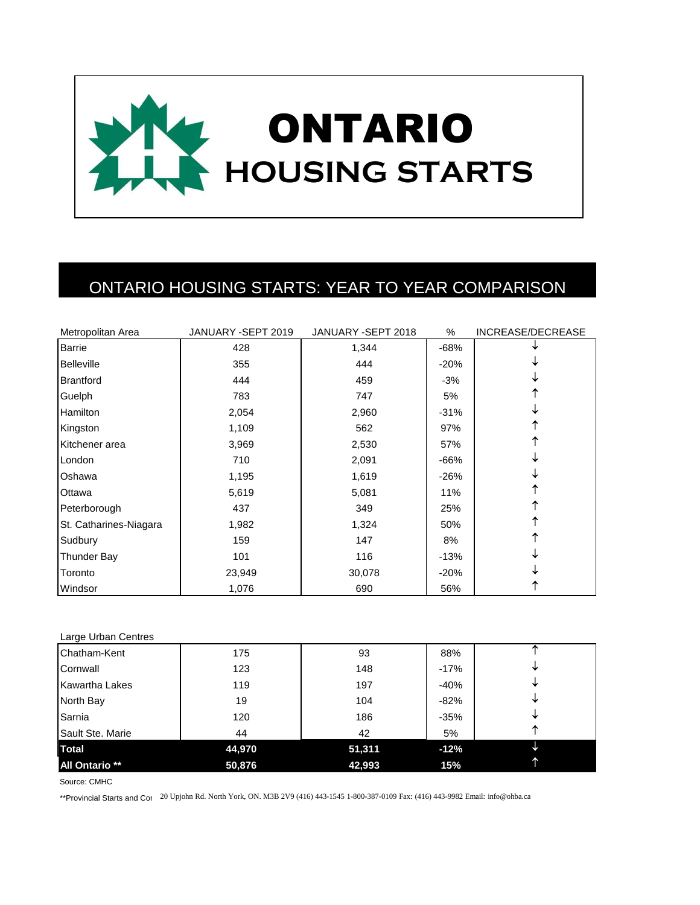# ONTARIO HOUSING STARTS

## ONTARIO HOUSING STARTS: YEAR TO YEAR COMPARISON

| Metropolitan Area | JANUARY -SEPT 2019 | JANUARY -SEPT 2018 | % | INCREASE/DECREASE |
|---|---|---|---|---|
| Barrie | 428 | 1,344 | -68% | ↓ |
| Belleville | 355 | 444 | -20% | ↓ |
| Brantford | 444 | 459 | -3% | ↓ |
| Guelph | 783 | 747 | 5% | ↑ |
| Hamilton | 2,054 | 2,960 | -31% | ↓ |
| Kingston | 1,109 | 562 | 97% | ↑ |
| Kitchener area | 3,969 | 2,530 | 57% | ↑ |
| London | 710 | 2,091 | -66% | ↓ |
| Oshawa | 1,195 | 1,619 | -26% | ↓ |
| Ottawa | 5,619 | 5,081 | 11% | ↑ |
| Peterborough | 437 | 349 | 25% | ↑ |
| St. Catharines-Niagara | 1,982 | 1,324 | 50% | ↑ |
| Sudbury | 159 | 147 | 8% | ↑ |
| Thunder Bay | 101 | 116 | -13% | ↓ |
| Toronto | 23,949 | 30,078 | -20% | ↓ |
| Windsor | 1,076 | 690 | 56% | ↑ |

| Large Urban Centres | | | | |
|---|---|---|---|---|
| Chatham-Kent | 175 | 93 | 88% | ↑ |
| Cornwall | 123 | 148 | -17% | ↓ |
| Kawartha Lakes | 119 | 197 | -40% | ↓ |
| North Bay | 19 | 104 | -82% | ↓ |
| Sarnia | 120 | 186 | -35% | ↓ |
| Sault Ste. Marie | 44 | 42 | 5% | ↑ |
| **Total** | **44,970** | **51,311** | **-12%** | ↓ |
| **All Ontario \*\*** | **50,876** | **42,993** | **15%** | ↑ |

Source: CMHC

**Provincial Starts and Coı 20 Upjohn Rd. North York, ON. M3B 2V9 (416) 443-1545 1-800-387-0109 Fax: (416) 443-9982 Email: info@ohba.ca